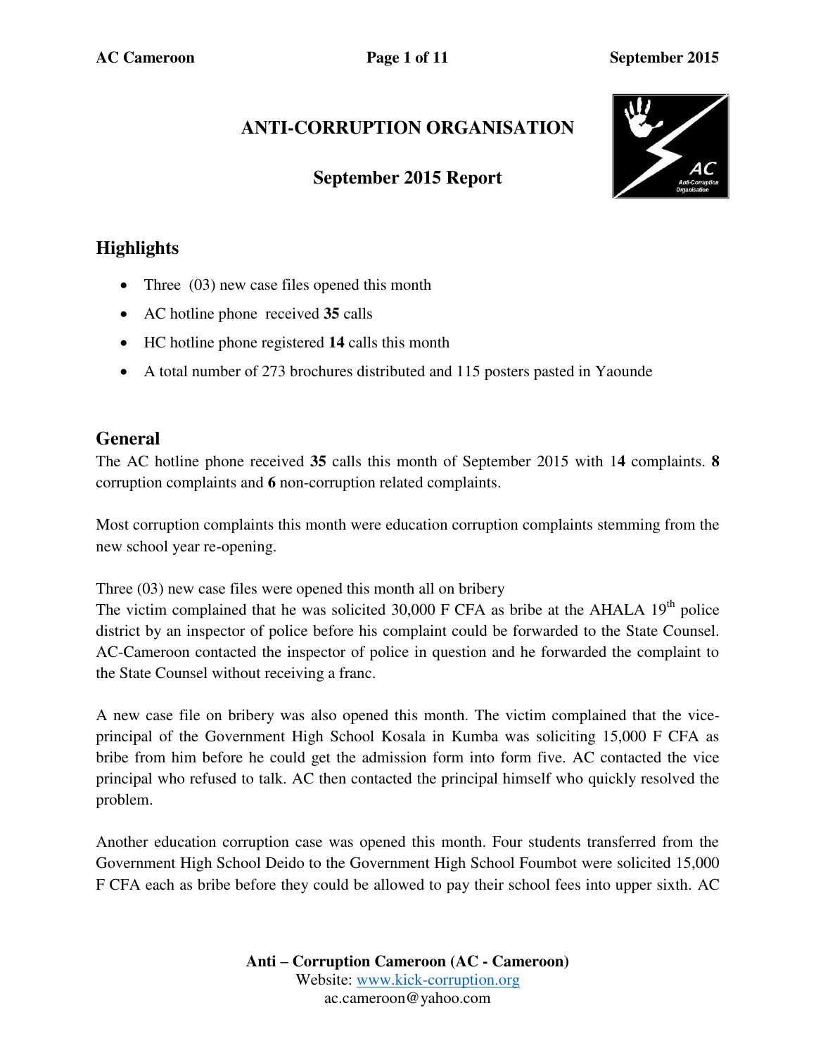# ANTI-CORRUPTION ORGANISATION

## September 2015 Report

## Highlights

- Three (03) new case files opened this month
- AC hotline phone received **35** calls
- HC hotline phone registered **14** calls this month
- A total number of 273 brochures distributed and 115 posters pasted in Yaounde

## General

The AC hotline phone received **35** calls this month of September 2015 with 1**4** complaints. **8** corruption complaints and **6** non-corruption related complaints.

Most corruption complaints this month were education corruption complaints stemming from the new school year re-opening.

Three (03) new case files were opened this month all on bribery
The victim complained that he was solicited 30,000 F CFA as bribe at the AHALA 19th police district by an inspector of police before his complaint could be forwarded to the State Counsel. AC-Cameroon contacted the inspector of police in question and he forwarded the complaint to the State Counsel without receiving a franc.

A new case file on bribery was also opened this month. The victim complained that the vice-principal of the Government High School Kosala in Kumba was soliciting 15,000 F CFA as bribe from him before he could get the admission form into form five. AC contacted the vice principal who refused to talk. AC then contacted the principal himself who quickly resolved the problem.

Another education corruption case was opened this month. Four students transferred from the Government High School Deido to the Government High School Foumbot were solicited 15,000 F CFA each as bribe before they could be allowed to pay their school fees into upper sixth. AC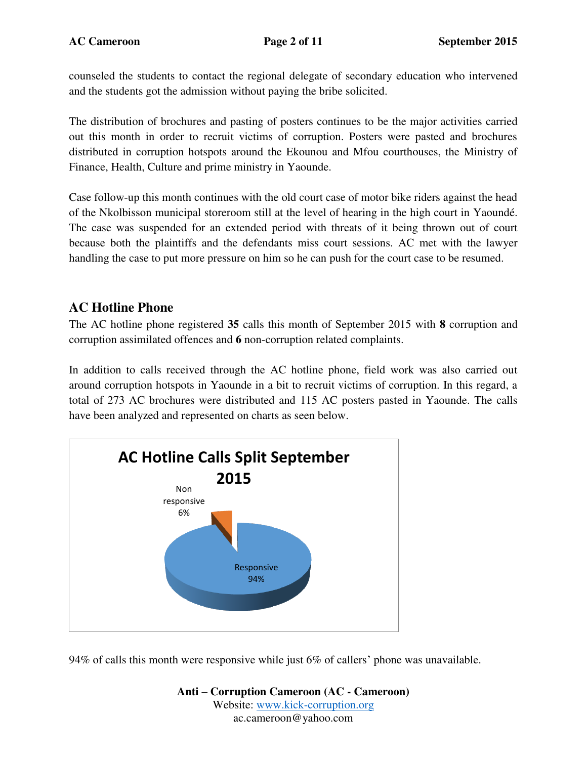counseled the students to contact the regional delegate of secondary education who intervened and the students got the admission without paying the bribe solicited.

The distribution of brochures and pasting of posters continues to be the major activities carried out this month in order to recruit victims of corruption. Posters were pasted and brochures distributed in corruption hotspots around the Ekounou and Mfou courthouses, the Ministry of Finance, Health, Culture and prime ministry in Yaounde.

Case follow-up this month continues with the old court case of motor bike riders against the head of the Nkolbisson municipal storeroom still at the level of hearing in the high court in Yaoundé. The case was suspended for an extended period with threats of it being thrown out of court because both the plaintiffs and the defendants miss court sessions. AC met with the lawyer handling the case to put more pressure on him so he can push for the court case to be resumed.

## AC Hotline Phone

The AC hotline phone registered **35** calls this month of September 2015 with **8** corruption and corruption assimilated offences and **6** non-corruption related complaints.

In addition to calls received through the AC hotline phone, field work was also carried out around corruption hotspots in Yaounde in a bit to recruit victims of corruption. In this regard, a total of 273 AC brochures were distributed and 115 AC posters pasted in Yaounde. The calls have been analyzed and represented on charts as seen below.

**AC Hotline Calls Split September 2015**

| Category | Percentage |
|---|---|
| Non responsive | 6% |
| Responsive | 94% |

94% of calls this month were responsive while just 6% of callers' phone was unavailable.

**Anti – Corruption Cameroon (AC - Cameroon)**
Website: www.kick-corruption.org
ac.cameroon@yahoo.com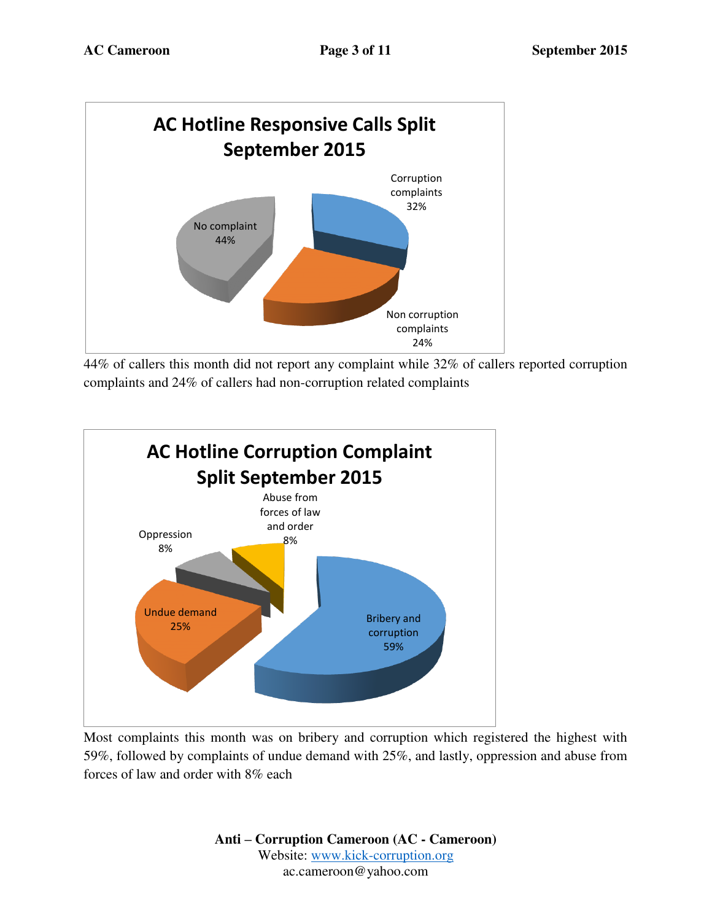**AC Hotline Responsive Calls Split September 2015**

- No complaint 44%
- Corruption complaints 32%
- Non corruption complaints 24%

44% of callers this month did not report any complaint while 32% of callers reported corruption complaints and 24% of callers had non-corruption related complaints

**AC Hotline Corruption Complaint Split September 2015**

- Bribery and corruption 59%
- Undue demand 25%
- Oppression 8%
- Abuse from forces of law and order 8%

Most complaints this month was on bribery and corruption which registered the highest with 59%, followed by complaints of undue demand with 25%, and lastly, oppression and abuse from forces of law and order with 8% each

**Anti – Corruption Cameroon (AC - Cameroon)**
Website: www.kick-corruption.org
ac.cameroon@yahoo.com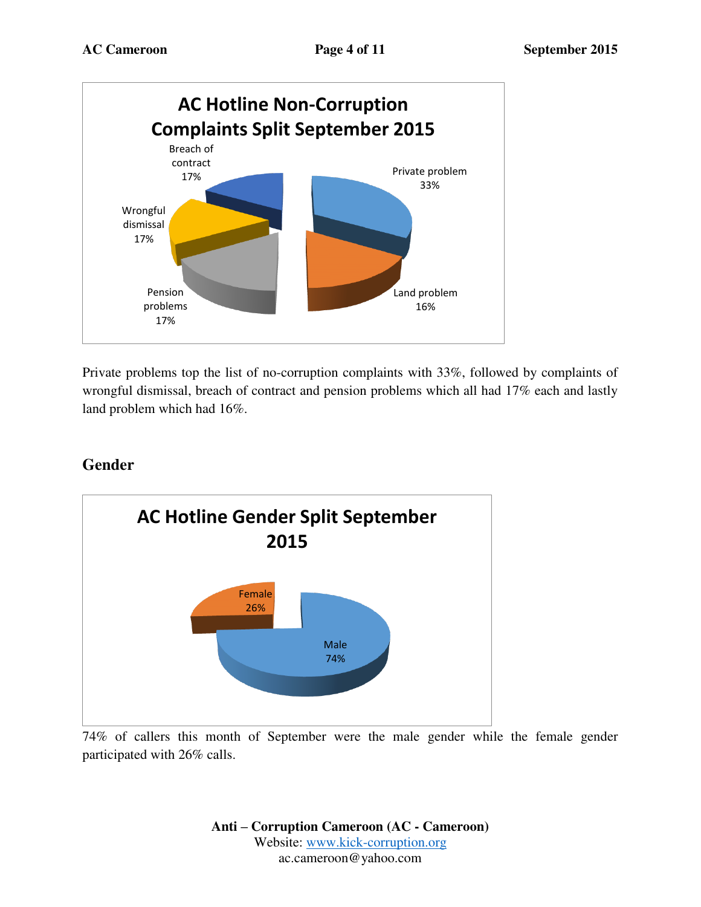**AC Hotline Non-Corruption Complaints Split September 2015**

- Private problem 33%
- Land problem 16%
- Pension problems 17%
- Wrongful dismissal 17%
- Breach of contract 17%

Private problems top the list of no-corruption complaints with 33%, followed by complaints of wrongful dismissal, breach of contract and pension problems which all had 17% each and lastly land problem which had 16%.

## Gender

**AC Hotline Gender Split September 2015**

- Female 26%
- Male 74%

74% of callers this month of September were the male gender while the female gender participated with 26% calls.

**Anti – Corruption Cameroon (AC - Cameroon)**
Website: www.kick-corruption.org
ac.cameroon@yahoo.com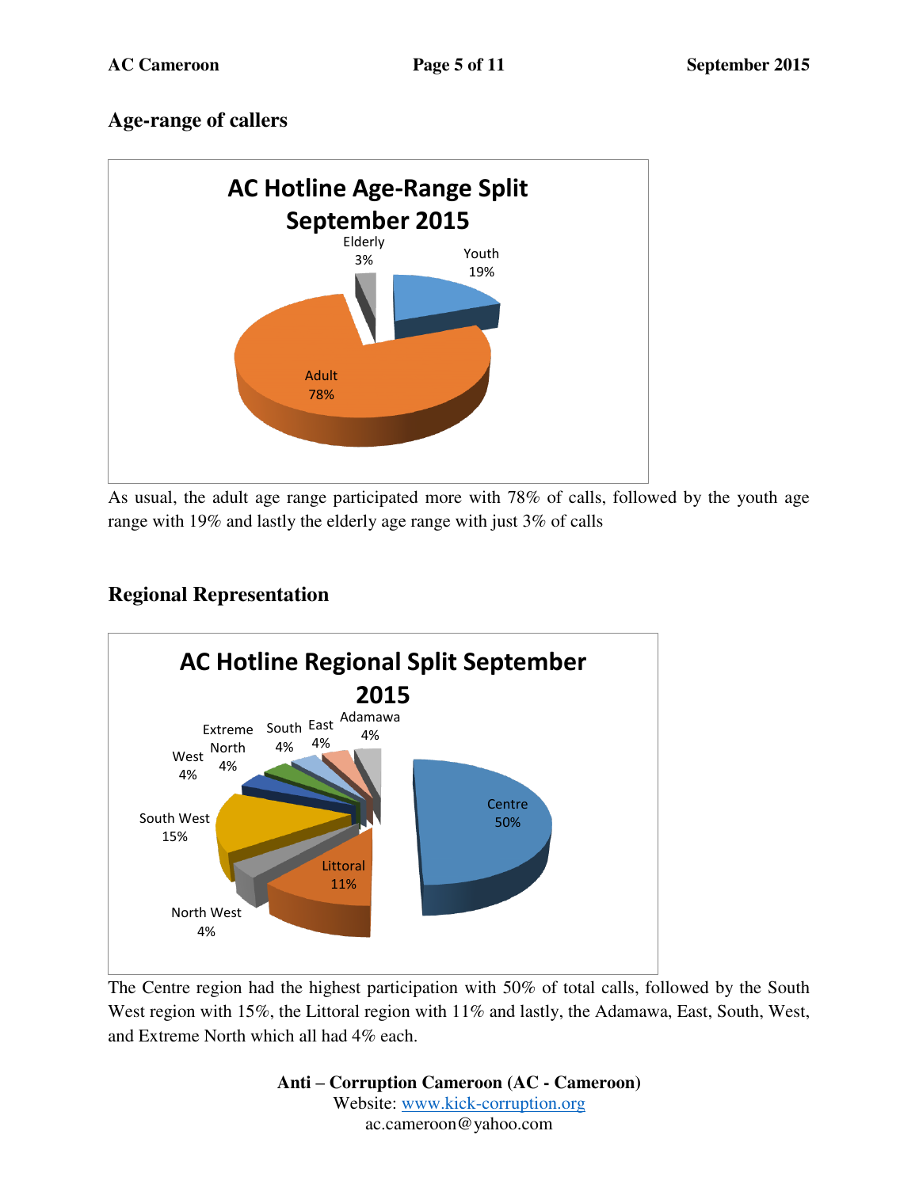## Age-range of callers

**AC Hotline Age-Range Split September 2015**

| Age range | Percentage |
|---|---|
| Adult | 78% |
| Youth | 19% |
| Elderly | 3% |

As usual, the adult age range participated more with 78% of calls, followed by the youth age range with 19% and lastly the elderly age range with just 3% of calls

## Regional Representation

**AC Hotline Regional Split September 2015**

| Region | Percentage |
|---|---|
| Centre | 50% |
| Littoral | 11% |
| North West | 4% |
| South West | 15% |
| West | 4% |
| Extreme North | 4% |
| South | 4% |
| East | 4% |
| Adamawa | 4% |

The Centre region had the highest participation with 50% of total calls, followed by the South West region with 15%, the Littoral region with 11% and lastly, the Adamawa, East, South, West, and Extreme North which all had 4% each.

**Anti – Corruption Cameroon (AC - Cameroon)**
Website: www.kick-corruption.org
ac.cameroon@yahoo.com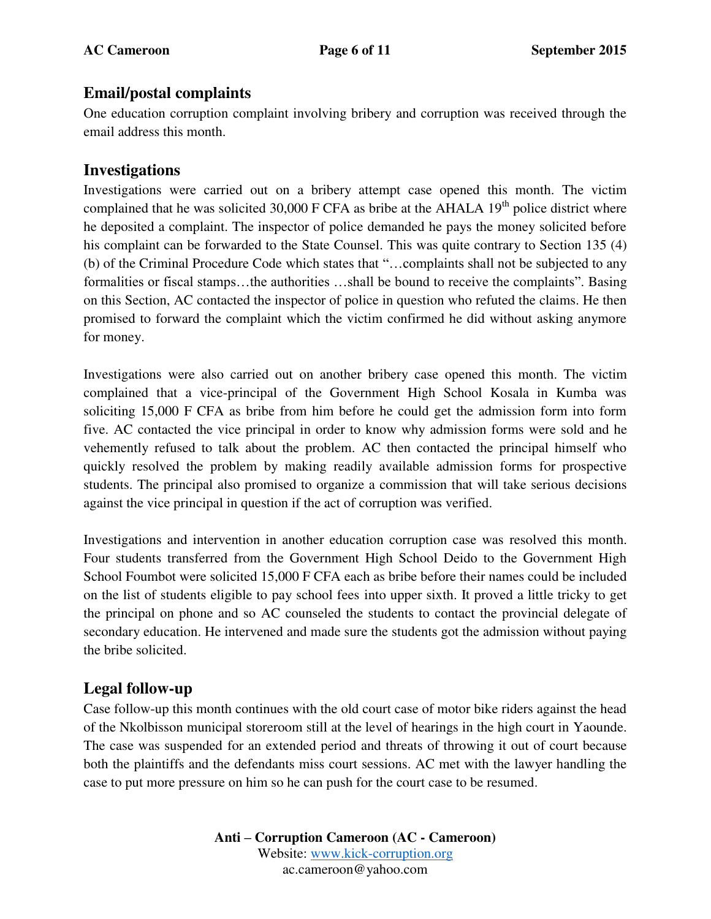## Email/postal complaints

One education corruption complaint involving bribery and corruption was received through the email address this month.

## Investigations

Investigations were carried out on a bribery attempt case opened this month. The victim complained that he was solicited 30,000 F CFA as bribe at the AHALA 19th police district where he deposited a complaint. The inspector of police demanded he pays the money solicited before his complaint can be forwarded to the State Counsel. This was quite contrary to Section 135 (4) (b) of the Criminal Procedure Code which states that "…complaints shall not be subjected to any formalities or fiscal stamps…the authorities …shall be bound to receive the complaints". Basing on this Section, AC contacted the inspector of police in question who refuted the claims. He then promised to forward the complaint which the victim confirmed he did without asking anymore for money.

Investigations were also carried out on another bribery case opened this month. The victim complained that a vice-principal of the Government High School Kosala in Kumba was soliciting 15,000 F CFA as bribe from him before he could get the admission form into form five. AC contacted the vice principal in order to know why admission forms were sold and he vehemently refused to talk about the problem. AC then contacted the principal himself who quickly resolved the problem by making readily available admission forms for prospective students. The principal also promised to organize a commission that will take serious decisions against the vice principal in question if the act of corruption was verified.

Investigations and intervention in another education corruption case was resolved this month. Four students transferred from the Government High School Deido to the Government High School Foumbot were solicited 15,000 F CFA each as bribe before their names could be included on the list of students eligible to pay school fees into upper sixth. It proved a little tricky to get the principal on phone and so AC counseled the students to contact the provincial delegate of secondary education. He intervened and made sure the students got the admission without paying the bribe solicited.

## Legal follow-up

Case follow-up this month continues with the old court case of motor bike riders against the head of the Nkolbisson municipal storeroom still at the level of hearings in the high court in Yaounde. The case was suspended for an extended period and threats of throwing it out of court because both the plaintiffs and the defendants miss court sessions. AC met with the lawyer handling the case to put more pressure on him so he can push for the court case to be resumed.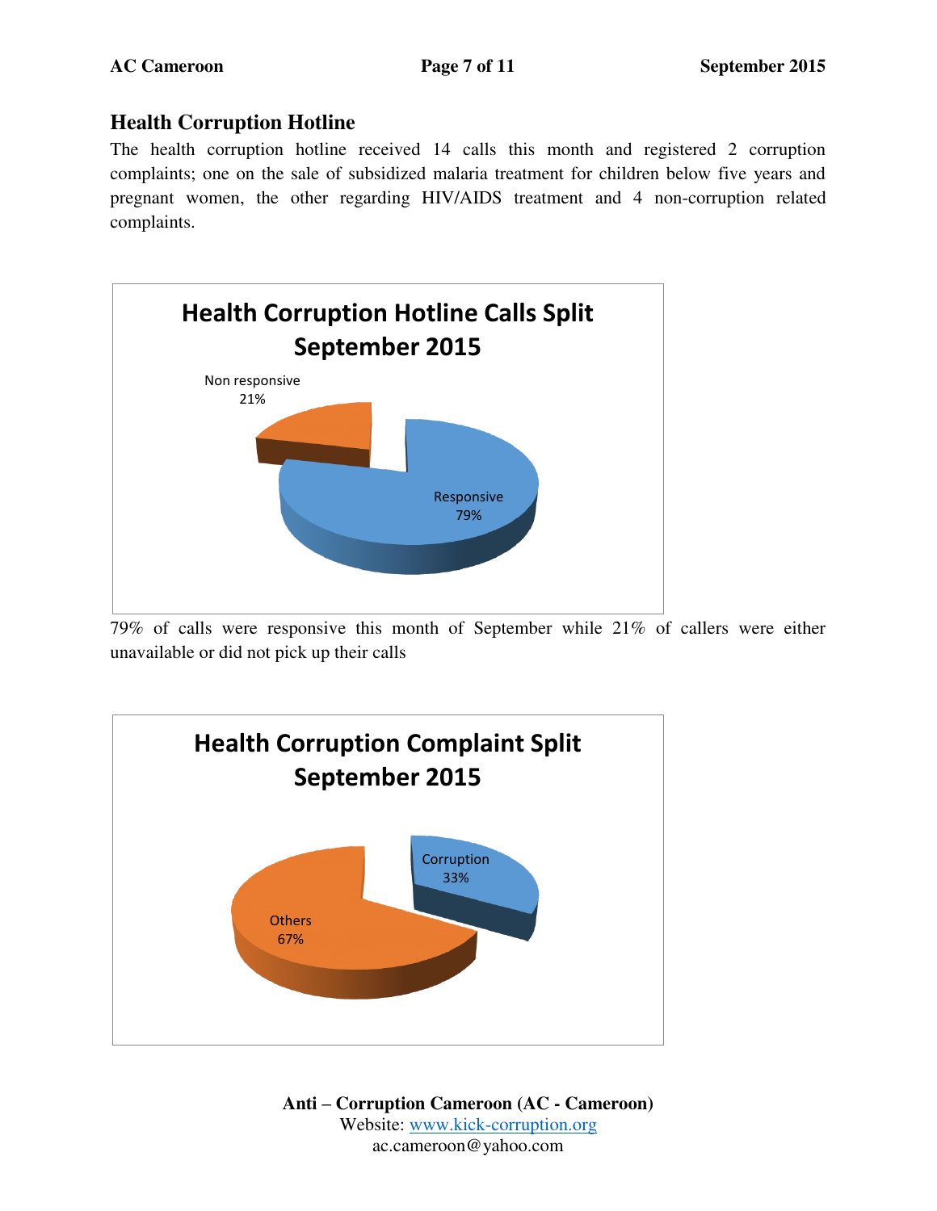## Health Corruption Hotline

The health corruption hotline received 14 calls this month and registered 2 corruption complaints; one on the sale of subsidized malaria treatment for children below five years and pregnant women, the other regarding HIV/AIDS treatment and 4 non-corruption related complaints.

**Health Corruption Hotline Calls Split September 2015**

Non responsive 21%

Responsive 79%

79% of calls were responsive this month of September while 21% of callers were either unavailable or did not pick up their calls

**Health Corruption Complaint Split September 2015**

Corruption 33%

Others 67%

**Anti – Corruption Cameroon (AC - Cameroon)**
Website: www.kick-corruption.org
ac.cameroon@yahoo.com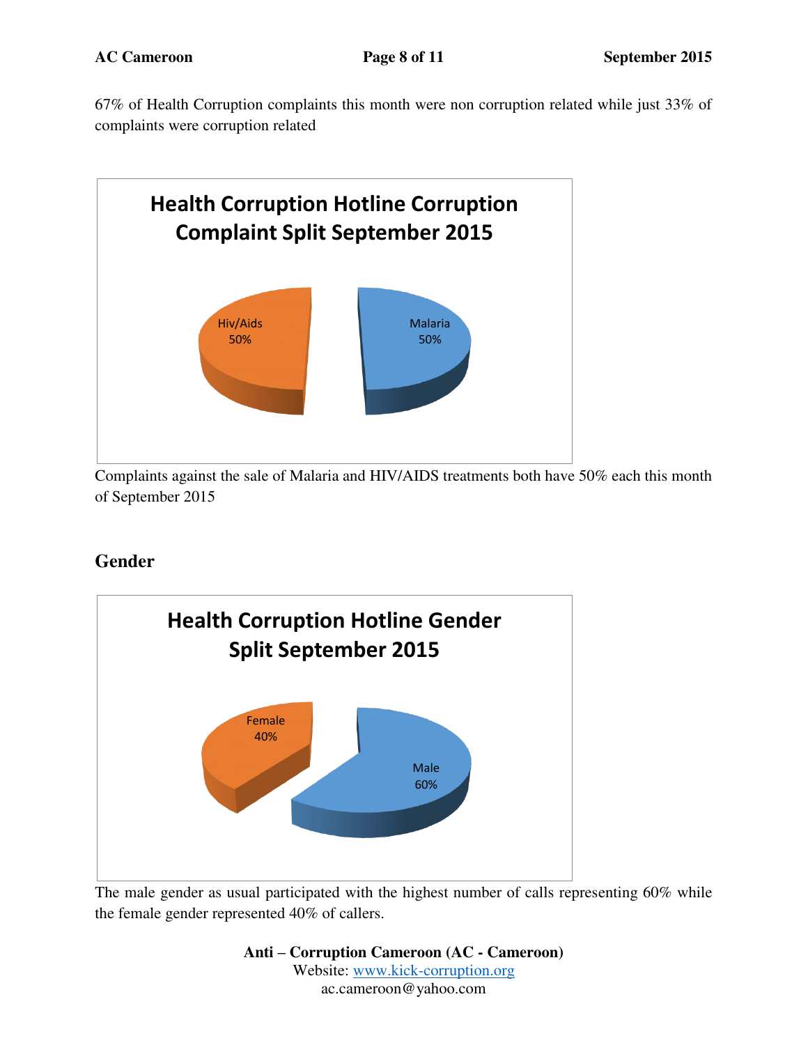67% of Health Corruption complaints this month were non corruption related while just 33% of complaints were corruption related

**Health Corruption Hotline Corruption Complaint Split September 2015**

Hiv/Aids 50%

Malaria 50%

Complaints against the sale of Malaria and HIV/AIDS treatments both have 50% each this month of September 2015

## Gender

**Health Corruption Hotline Gender Split September 2015**

Female 40%

Male 60%

The male gender as usual participated with the highest number of calls representing 60% while the female gender represented 40% of callers.

**Anti – Corruption Cameroon (AC - Cameroon)**
Website: www.kick-corruption.org
ac.cameroon@yahoo.com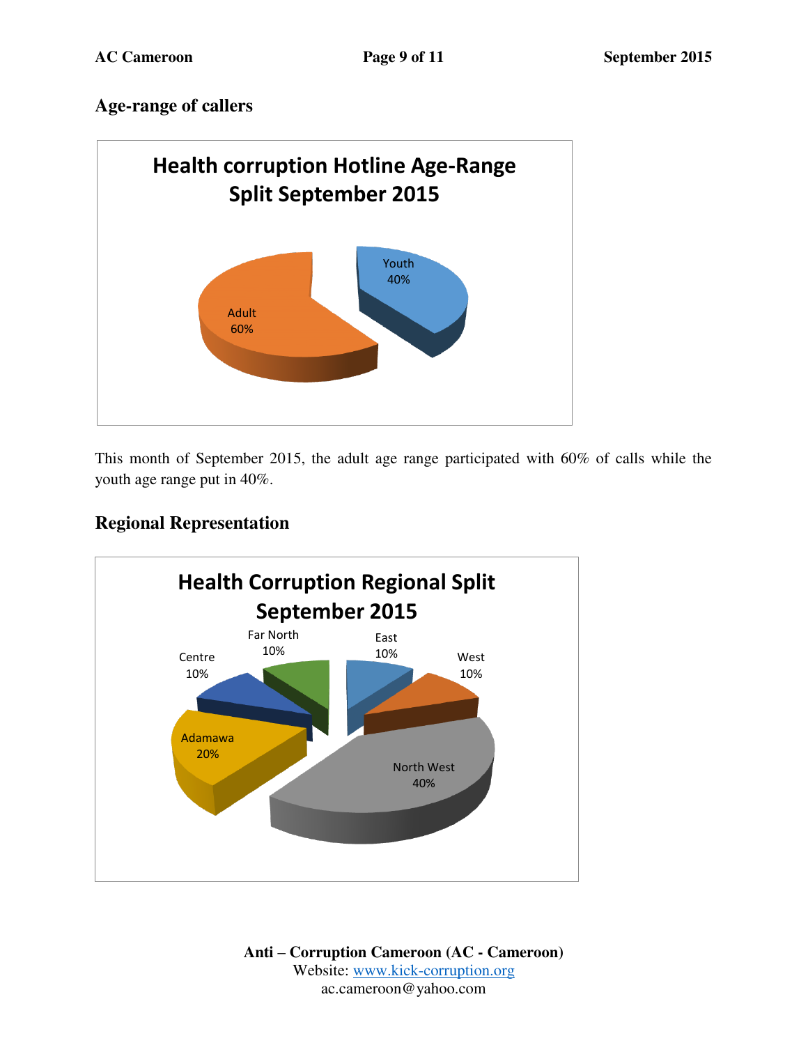## Age-range of callers

**Health corruption Hotline Age-Range Split September 2015**

Youth 40%

Adult 60%

This month of September 2015, the adult age range participated with 60% of calls while the youth age range put in 40%.

## Regional Representation

**Health Corruption Regional Split September 2015**

Far North 10%

East 10%

Centre 10%

West 10%

Adamawa 20%

North West 40%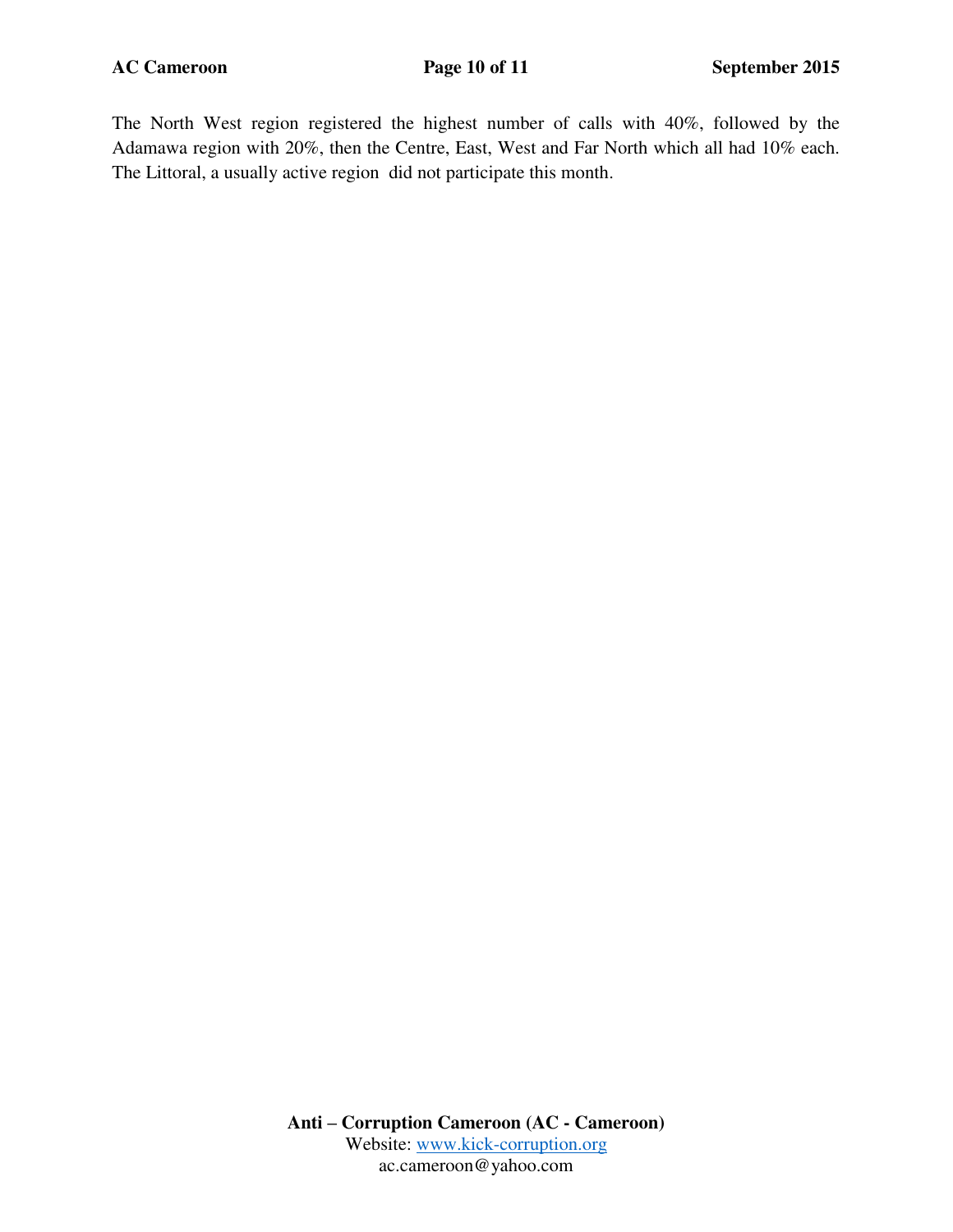The North West region registered the highest number of calls with 40%, followed by the Adamawa region with 20%, then the Centre, East, West and Far North which all had 10% each. The Littoral, a usually active region did not participate this month.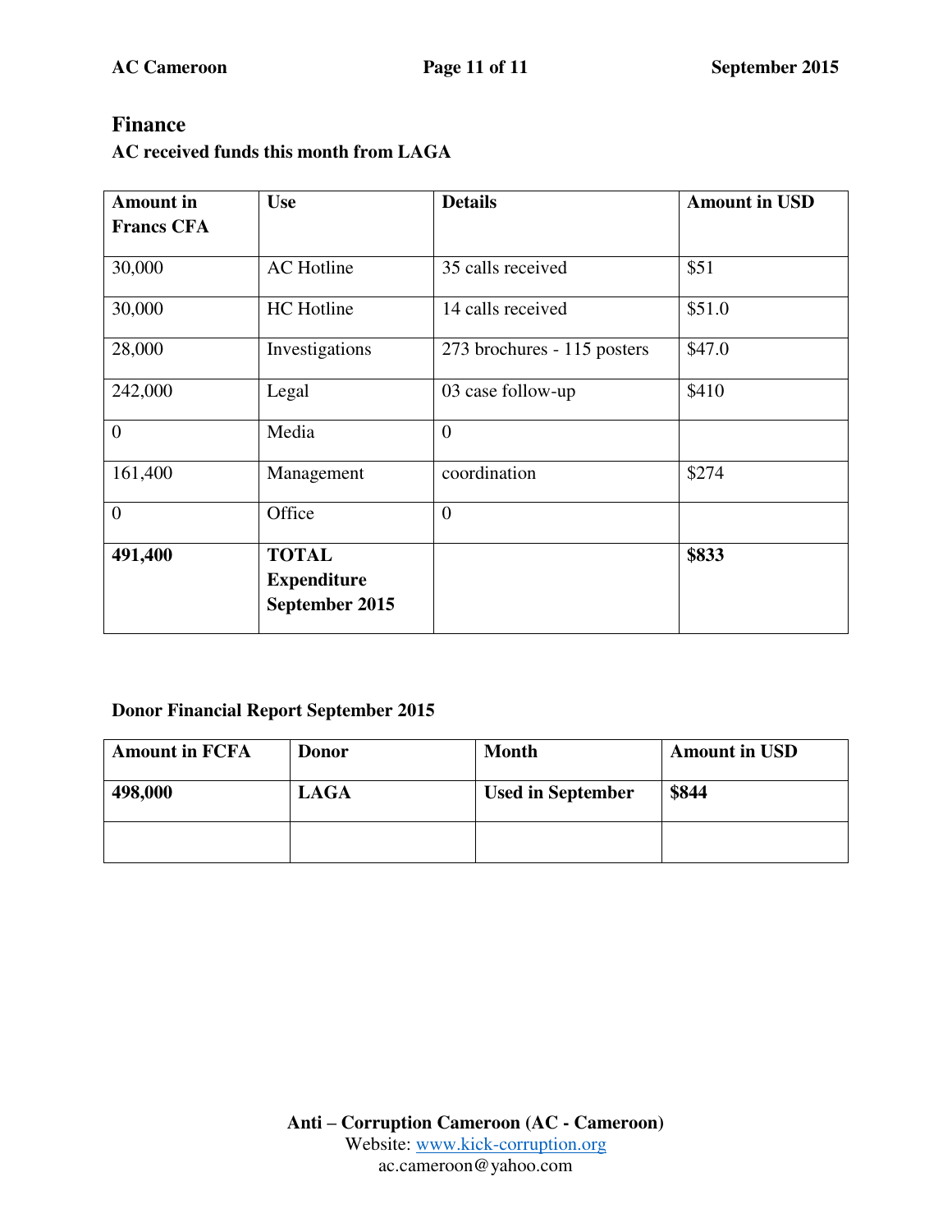## Finance

**AC received funds this month from LAGA**

| Amount in Francs CFA | Use | Details | Amount in USD |
|---|---|---|---|
| 30,000 | AC Hotline | 35 calls received | $51 |
| 30,000 | HC Hotline | 14 calls received | $51.0 |
| 28,000 | Investigations | 273 brochures - 115 posters | $47.0 |
| 242,000 | Legal | 03 case follow-up | $410 |
| 0 | Media | 0 | |
| 161,400 | Management | coordination | $274 |
| 0 | Office | 0 | |
| **491,400** | **TOTAL Expenditure September 2015** | | **$833** |

**Donor Financial Report September 2015**

| Amount in FCFA | Donor | Month | Amount in USD |
|---|---|---|---|
| **498,000** | **LAGA** | **Used in September** | **$844** |
| | | | |

**Anti – Corruption Cameroon (AC - Cameroon)**
Website: www.kick-corruption.org
ac.cameroon@yahoo.com